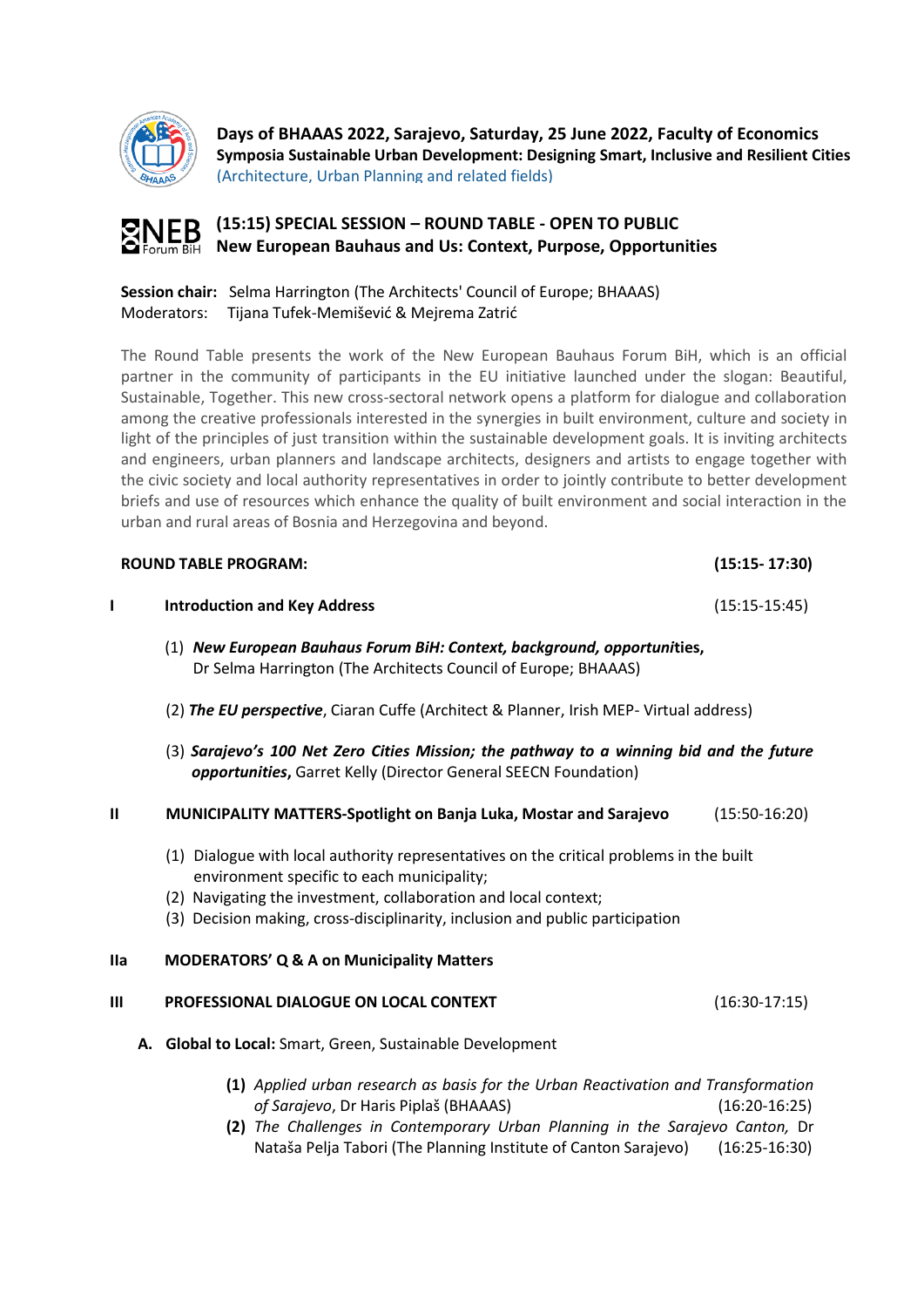**Days of BHAAAS 2022, Sarajevo, Saturday, 25 June 2022, Faculty of Economics**
**Symposia Sustainable Urban Development: Designing Smart, Inclusive and Resilient Cities**
(Architecture, Urban Planning and related fields)

## (15:15) SPECIAL SESSION – ROUND TABLE - OPEN TO PUBLIC
## New European Bauhaus and Us: Context, Purpose, Opportunities

**Session chair:** Selma Harrington (The Architects' Council of Europe; BHAAAS)
Moderators: Tijana Tufek-Memišević & Mejrema Zatrić

The Round Table presents the work of the New European Bauhaus Forum BiH, which is an official partner in the community of participants in the EU initiative launched under the slogan: Beautiful, Sustainable, Together. This new cross-sectoral network opens a platform for dialogue and collaboration among the creative professionals interested in the synergies in built environment, culture and society in light of the principles of just transition within the sustainable development goals. It is inviting architects and engineers, urban planners and landscape architects, designers and artists to engage together with the civic society and local authority representatives in order to jointly contribute to better development briefs and use of resources which enhance the quality of built environment and social interaction in the urban and rural areas of Bosnia and Herzegovina and beyond.

**ROUND TABLE PROGRAM:** **(15:15- 17:30)**

**I Introduction and Key Address** (15:15-15:45)

(1) ***New European Bauhaus Forum BiH: Context, background, opportunities*,** Dr Selma Harrington (The Architects Council of Europe; BHAAAS)

(2) ***The EU perspective***, Ciaran Cuffe (Architect & Planner, Irish MEP- Virtual address)

(3) ***Sarajevo's 100 Net Zero Cities Mission; the pathway to a winning bid and the future opportunities***, Garret Kelly (Director General SEECN Foundation)

**II MUNICIPALITY MATTERS-Spotlight on Banja Luka, Mostar and Sarajevo** (15:50-16:20)

(1) Dialogue with local authority representatives on the critical problems in the built environment specific to each municipality;
(2) Navigating the investment, collaboration and local context;
(3) Decision making, cross-disciplinarity, inclusion and public participation

**IIa MODERATORS' Q & A on Municipality Matters**

**III PROFESSIONAL DIALOGUE ON LOCAL CONTEXT** (16:30-17:15)

**A. Global to Local:** Smart, Green, Sustainable Development

**(1)** *Applied urban research as basis for the Urban Reactivation and Transformation of Sarajevo*, Dr Haris Piplaš (BHAAAS) (16:20-16:25)
**(2)** *The Challenges in Contemporary Urban Planning in the Sarajevo Canton,* Dr Nataša Pelja Tabori (The Planning Institute of Canton Sarajevo) (16:25-16:30)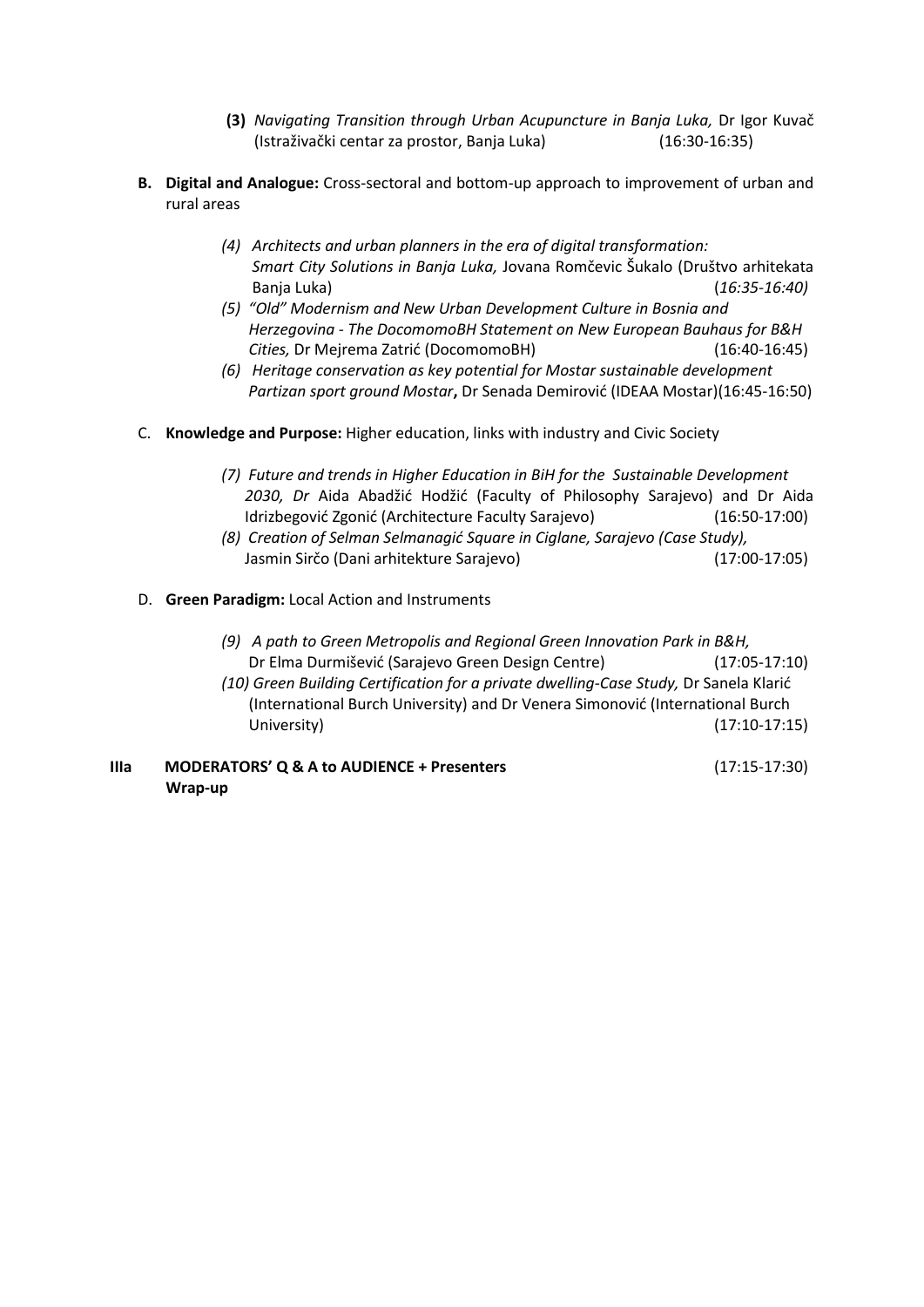**(3)** *Navigating Transition through Urban Acupuncture in Banja Luka,* Dr Igor Kuvač (Istraživački centar za prostor, Banja Luka) (16:30-16:35)

**B. Digital and Analogue:** Cross-sectoral and bottom-up approach to improvement of urban and rural areas

*(4) Architects and urban planners in the era of digital transformation: Smart City Solutions in Banja Luka,* Jovana Romčevic Šukalo (Društvo arhitekata Banja Luka) (*16:35-16:40)*

*(5) "Old" Modernism and New Urban Development Culture in Bosnia and Herzegovina - The DocomomoBH Statement on New European Bauhaus for B&H Cities,* Dr Mejrema Zatrić (DocomomoBH) (16:40-16:45)

*(6) Heritage conservation as key potential for Mostar sustainable development Partizan sport ground Mostar***,** Dr Senada Demirović (IDEAA Mostar)(16:45-16:50)

C. **Knowledge and Purpose:** Higher education, links with industry and Civic Society

*(7) Future and trends in Higher Education in BiH for the Sustainable Development 2030, Dr* Aida Abadžić Hodžić (Faculty of Philosophy Sarajevo) and Dr Aida Idrizbegović Zgonić (Architecture Faculty Sarajevo) (16:50-17:00)

*(8) Creation of Selman Selmanagić Square in Ciglane, Sarajevo (Case Study),* Jasmin Sirčo (Dani arhitekture Sarajevo) (17:00-17:05)

D. **Green Paradigm:** Local Action and Instruments

*(9) A path to Green Metropolis and Regional Green Innovation Park in B&H,* Dr Elma Durmišević (Sarajevo Green Design Centre) (17:05-17:10)

*(10) Green Building Certification for a private dwelling-Case Study,* Dr Sanela Klarić (International Burch University) and Dr Venera Simonović (International Burch University) (17:10-17:15)

**IIIa MODERATORS' Q & A to AUDIENCE + Presenters Wrap-up** (17:15-17:30)